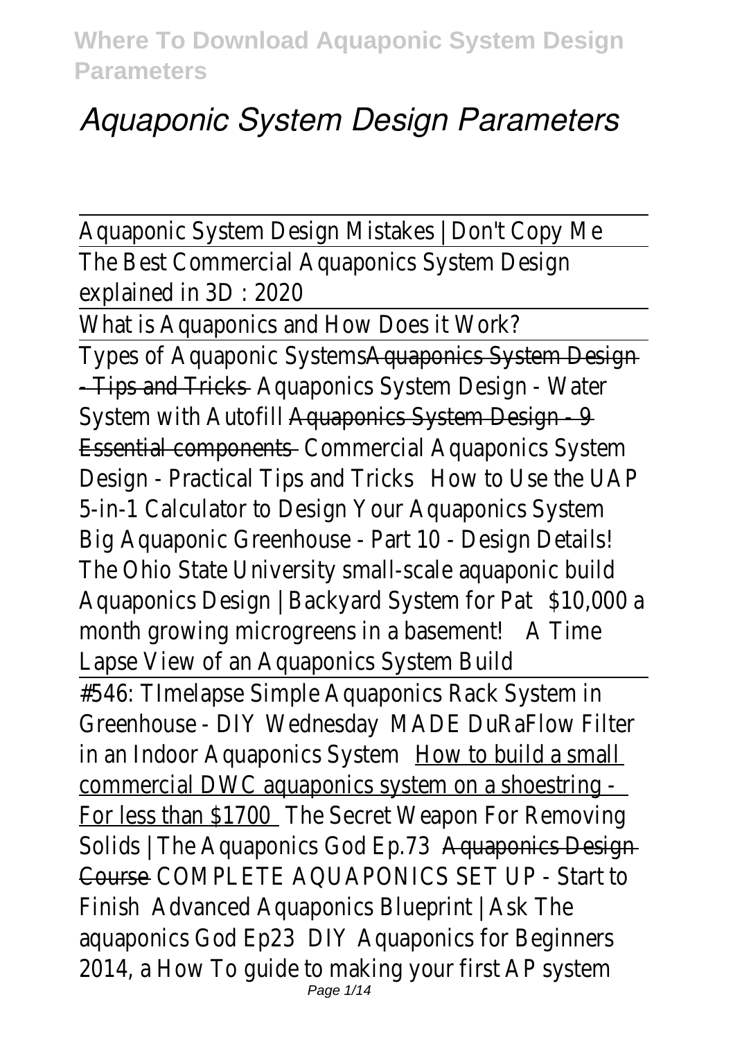# *Aquaponic System Design Parameters*

Aquaponic System Design Mistakes | Don't Copy Me

The Best Commercial Aquaponics System Design explained in 3D : 2020

What is Aquaponics and How Does it Work?

Types of Aquaponic Systems Aquaponics System Design - Tips and Tricks Aquaponics System Design - Water System with Autofill Aquaponics System Design - 9 Essential components Commercial Aquaponics System Design - Practical Tips and Tricks How to Use the UAP 5-in-1 Calculator to Design Your Aquaponics System Big Aquaponic Greenhouse - Part 10 - Design Details! The Ohio State University small-scale aquaponic build Aquaponics Design | Backyard System for Pat $10,000 a month growing microgreens in a basement! A Time Lapse View of an Aquaponics System Build

#546: TImelapse Simple Aquaponics Rack System in Greenhouse - DIY Wednesday MADE DuRaFlow Filter in an Indoor Aquaponics System How to build a small commercial DWC aquaponics system on a shoestring - For less than $1700 The Secret Weapon For Removing Solids | The Aquaponics God Ep.73 Aquaponics Design Course COMPLETE AQUAPONICS SET UP - Start to Finish Advanced Aquaponics Blueprint | Ask The aquaponics God Ep23 DIY Aquaponics for Beginners 2014, a How To guide to making your first AP system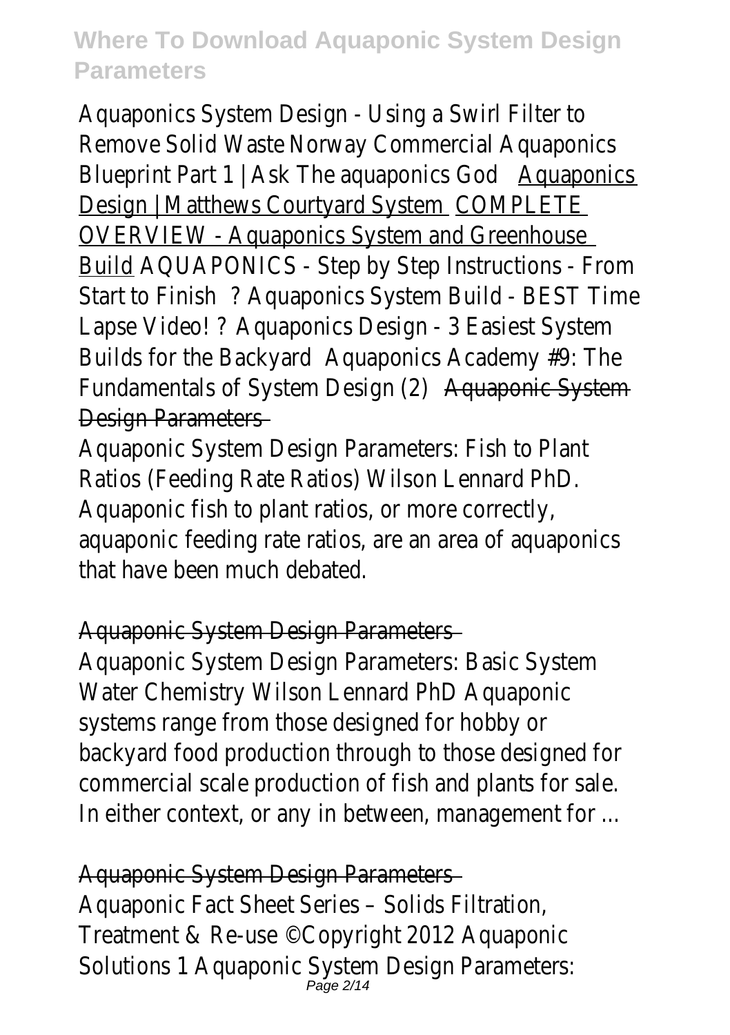Aquaponics System Design - Using a Swirl Filter to Remove Solid Waste Norway Commercial Aquaponics Blueprint Part 1 | Ask The aquaponics God Aquaponics Design | Matthews Courtyard System COMPLETE OVERVIEW - Aquaponics System and Greenhouse Build AQUAPONICS - Step by Step Instructions - From Start to Finish ? Aquaponics System Build - BEST Time Lapse Video! ? Aquaponics Design - 3 Easiest System Builds for the Backyard Aquaponics Academy #9: The Fundamentals of System Design (2) Aquaponic System Design Parameters

Aquaponic System Design Parameters: Fish to Plant Ratios (Feeding Rate Ratios) Wilson Lennard PhD. Aquaponic fish to plant ratios, or more correctly, aquaponic feeding rate ratios, are an area of aquaponics that have been much debated.

Aquaponic System Design Parameters

Aquaponic System Design Parameters: Basic System Water Chemistry Wilson Lennard PhD Aquaponic systems range from those designed for hobby or backyard food production through to those designed for commercial scale production of fish and plants for sale. In either context, or any in between, management for ...

Aquaponic System Design Parameters

Aquaponic Fact Sheet Series – Solids Filtration, Treatment & Re-use ©Copyright 2012 Aquaponic Solutions 1 Aquaponic System Design Parameters: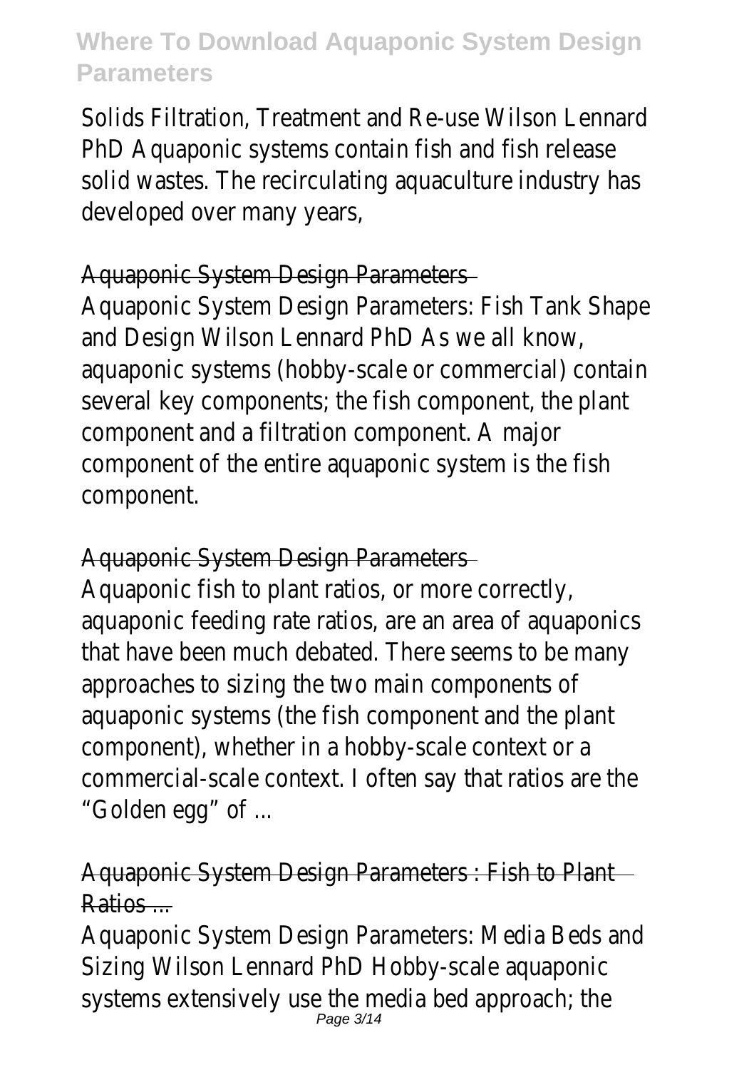Solids Filtration, Treatment and Re-use Wilson Lennard PhD Aquaponic systems contain fish and fish release solid wastes. The recirculating aquaculture industry has developed over many years,

## Aquaponic System Design Parameters

Aquaponic System Design Parameters: Fish Tank Shape and Design Wilson Lennard PhD As we all know, aquaponic systems (hobby-scale or commercial) contain several key components; the fish component, the plant component and a filtration component. A major component of the entire aquaponic system is the fish component.

## Aquaponic System Design Parameters

Aquaponic fish to plant ratios, or more correctly, aquaponic feeding rate ratios, are an area of aquaponics that have been much debated. There seems to be many approaches to sizing the two main components of aquaponic systems (the fish component and the plant component), whether in a hobby-scale context or a commercial-scale context. I often say that ratios are the "Golden egg" of ...

## Aquaponic System Design Parameters : Fish to Plant Ratios ...

Aquaponic System Design Parameters: Media Beds and Sizing Wilson Lennard PhD Hobby-scale aquaponic systems extensively use the media bed approach; the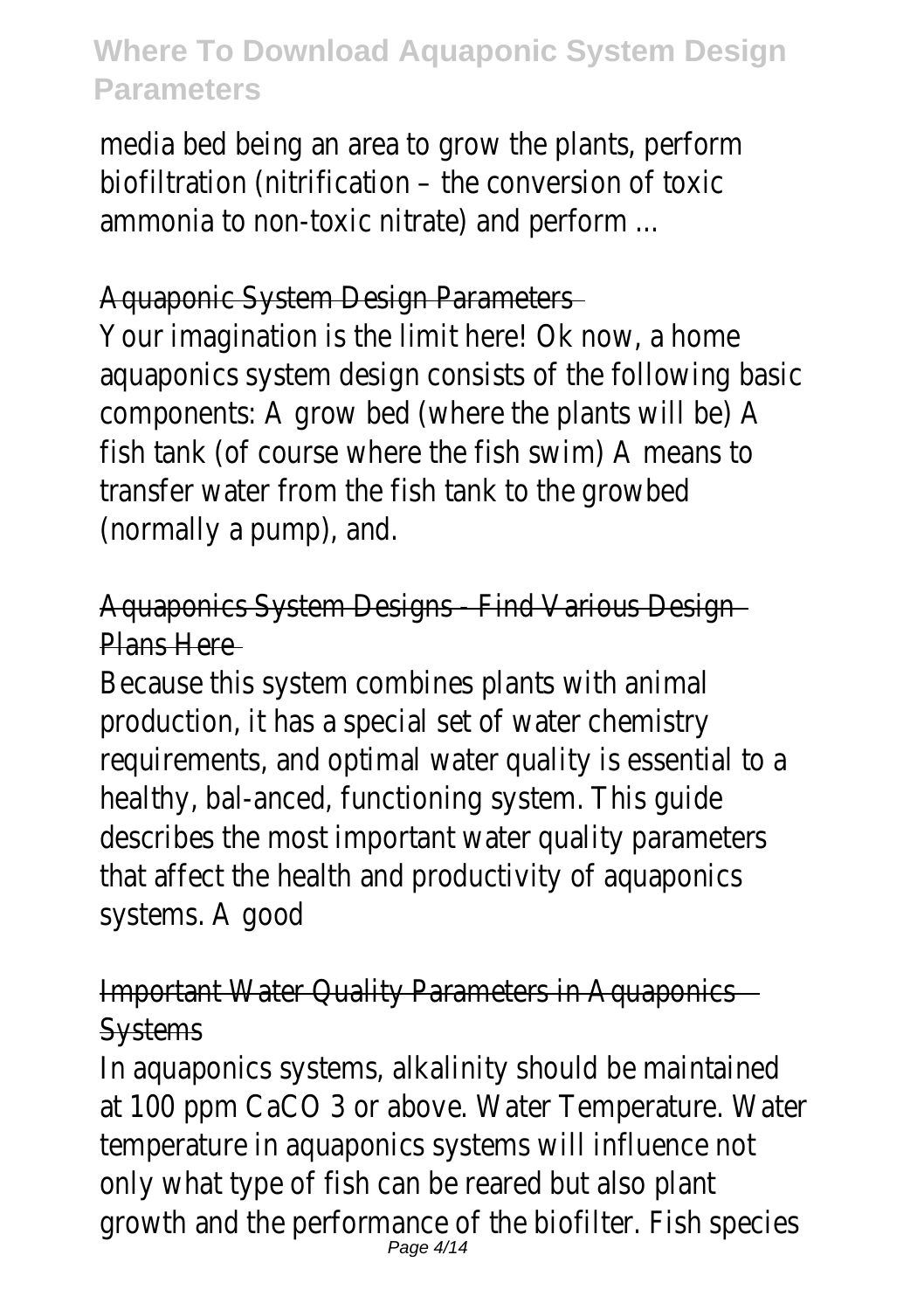media bed being an area to grow the plants, perform biofiltration (nitrification – the conversion of toxic ammonia to non-toxic nitrate) and perform ...

## Aquaponic System Design Parameters

Your imagination is the limit here! Ok now, a home aquaponics system design consists of the following basic components: A grow bed (where the plants will be) A fish tank (of course where the fish swim) A means to transfer water from the fish tank to the growbed (normally a pump), and.

## Aquaponics System Designs - Find Various Design Plans Here

Because this system combines plants with animal production, it has a special set of water chemistry requirements, and optimal water quality is essential to a healthy, bal-anced, functioning system. This guide describes the most important water quality parameters that affect the health and productivity of aquaponics systems. A good

## Important Water Quality Parameters in Aquaponics Systems

In aquaponics systems, alkalinity should be maintained at 100 ppm $CaCO_3$ or above. Water Temperature. Water temperature in aquaponics systems will influence not only what type of fish can be reared but also plant growth and the performance of the biofilter. Fish species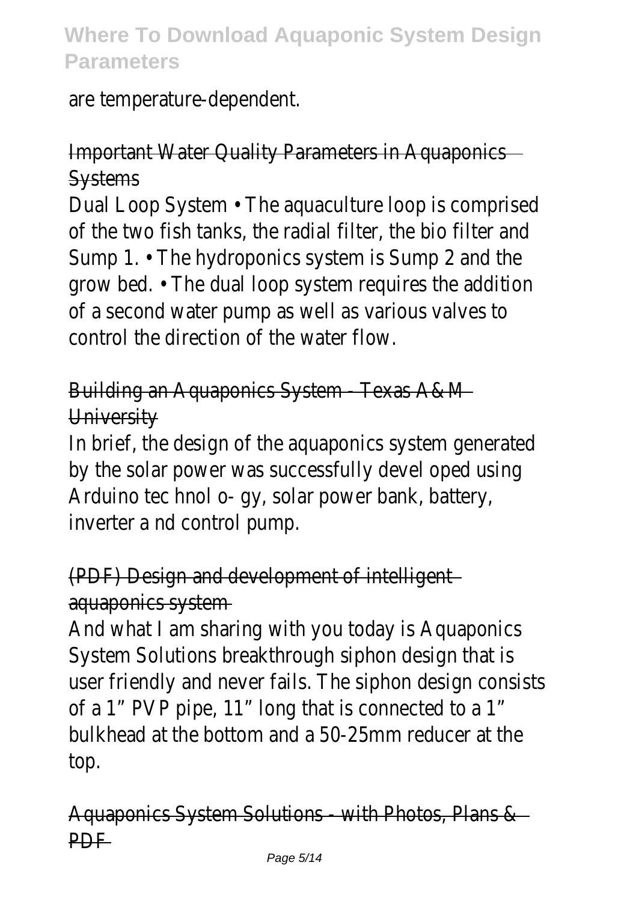are temperature-dependent.

Important Water Quality Parameters in Aquaponics Systems

Dual Loop System • The aquaculture loop is comprised of the two fish tanks, the radial filter, the bio filter and Sump 1. • The hydroponics system is Sump 2 and the grow bed. • The dual loop system requires the addition of a second water pump as well as various valves to control the direction of the water flow.

Building an Aquaponics System - Texas A&M University

In brief, the design of the aquaponics system generated by the solar power was successfully devel oped using Arduino tec hnol o- gy, solar power bank, battery, inverter a nd control pump.

(PDF) Design and development of intelligent aquaponics system

And what I am sharing with you today is Aquaponics System Solutions breakthrough siphon design that is user friendly and never fails. The siphon design consists of a 1" PVP pipe, 11" long that is connected to a 1" bulkhead at the bottom and a 50-25mm reducer at the top.

Aquaponics System Solutions - with Photos, Plans & PDF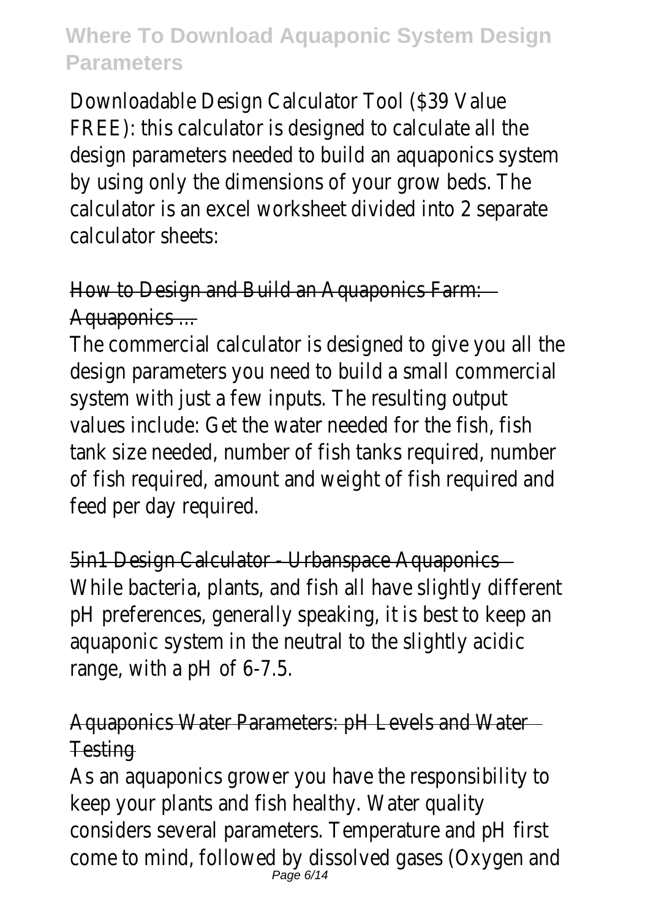Downloadable Design Calculator Tool ($39 Value FREE): this calculator is designed to calculate all the design parameters needed to build an aquaponics system by using only the dimensions of your grow beds. The calculator is an excel worksheet divided into 2 separate calculator sheets:

How to Design and Build an Aquaponics Farm: Aquaponics ...

The commercial calculator is designed to give you all the design parameters you need to build a small commercial system with just a few inputs. The resulting output values include: Get the water needed for the fish, fish tank size needed, number of fish tanks required, number of fish required, amount and weight of fish required and feed per day required.

5in1 Design Calculator - Urbanspace Aquaponics

While bacteria, plants, and fish all have slightly different pH preferences, generally speaking, it is best to keep an aquaponic system in the neutral to the slightly acidic range, with a pH of 6-7.5.

Aquaponics Water Parameters: pH Levels and Water Testing

As an aquaponics grower you have the responsibility to keep your plants and fish healthy. Water quality considers several parameters. Temperature and pH first come to mind, followed by dissolved gases (Oxygen and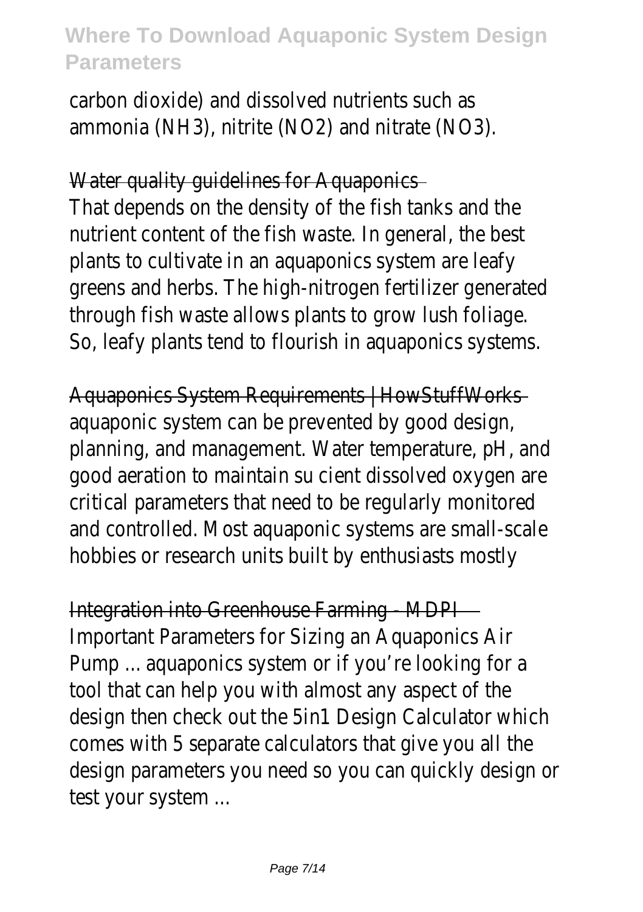carbon dioxide) and dissolved nutrients such as ammonia ($NH_3$), nitrite ($NO_2$) and nitrate ($NO_3$).

Water quality guidelines for Aquaponics

That depends on the density of the fish tanks and the nutrient content of the fish waste. In general, the best plants to cultivate in an aquaponics system are leafy greens and herbs. The high-nitrogen fertilizer generated through fish waste allows plants to grow lush foliage. So, leafy plants tend to flourish in aquaponics systems.

Aquaponics System Requirements | HowStuffWorks

aquaponic system can be prevented by good design, planning, and management. Water temperature, pH, and good aeration to maintain su cient dissolved oxygen are critical parameters that need to be regularly monitored and controlled. Most aquaponic systems are small-scale hobbies or research units built by enthusiasts mostly

Integration into Greenhouse Farming - MDPI

Important Parameters for Sizing an Aquaponics Air Pump ... aquaponics system or if you're looking for a tool that can help you with almost any aspect of the design then check out the 5in1 Design Calculator which comes with 5 separate calculators that give you all the design parameters you need so you can quickly design or test your system ...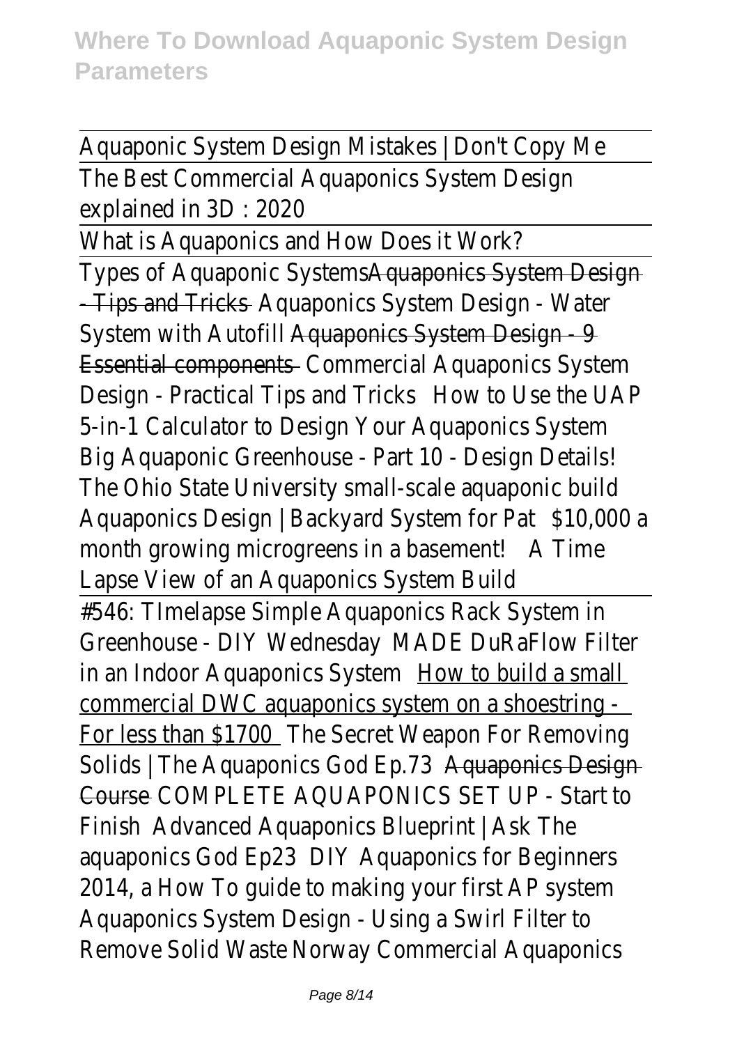Aquaponic System Design Mistakes | Don't Copy Me

The Best Commercial Aquaponics System Design explained in 3D : 2020

What is Aquaponics and How Does it Work?

Types of Aquaponic Systems Aquaponics System Design - Tips and Tricks Aquaponics System Design - Water System with Autofill Aquaponics System Design - 9 Essential components Commercial Aquaponics System Design - Practical Tips and Tricks How to Use the UAP 5-in-1 Calculator to Design Your Aquaponics System Big Aquaponic Greenhouse - Part 10 - Design Details! The Ohio State University small-scale aquaponic build Aquaponics Design | Backyard System for Pat $10,000 a month growing microgreens in a basement! A Time Lapse View of an Aquaponics System Build

#546: TImelapse Simple Aquaponics Rack System in Greenhouse - DIY Wednesday MADE DuRaFlow Filter in an Indoor Aquaponics System How to build a small commercial DWC aquaponics system on a shoestring - For less than $1700 The Secret Weapon For Removing Solids | The Aquaponics God Ep.73 Aquaponics Design Course COMPLETE AQUAPONICS SET UP - Start to Finish Advanced Aquaponics Blueprint | Ask The aquaponics God Ep23 DIY Aquaponics for Beginners 2014, a How To guide to making your first AP system Aquaponics System Design - Using a Swirl Filter to Remove Solid Waste Norway Commercial Aquaponics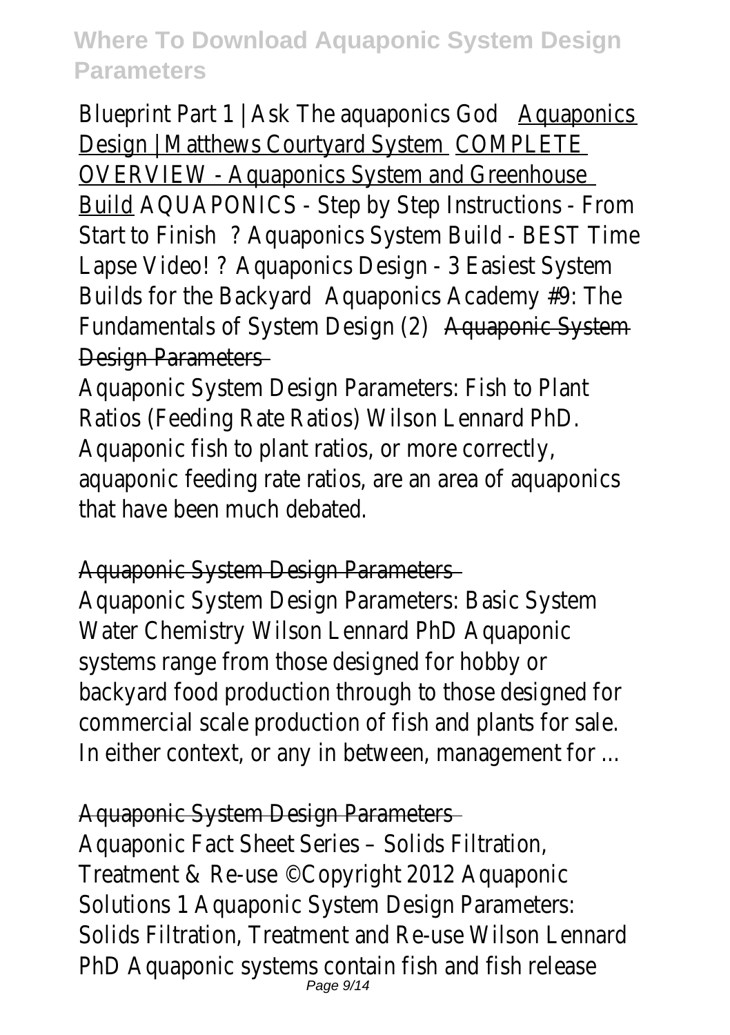Blueprint Part 1 | Ask The aquaponics God Aquaponics Design | Matthews Courtyard System COMPLETE OVERVIEW - Aquaponics System and Greenhouse Build AQUAPONICS - Step by Step Instructions - From Start to Finish ? Aquaponics System Build - BEST Time Lapse Video! ? Aquaponics Design - 3 Easiest System Builds for the Backyard Aquaponics Academy #9: The Fundamentals of System Design (2) Aquaponic System Design Parameters

Aquaponic System Design Parameters: Fish to Plant Ratios (Feeding Rate Ratios) Wilson Lennard PhD. Aquaponic fish to plant ratios, or more correctly, aquaponic feeding rate ratios, are an area of aquaponics that have been much debated.

Aquaponic System Design Parameters

Aquaponic System Design Parameters: Basic System Water Chemistry Wilson Lennard PhD Aquaponic systems range from those designed for hobby or backyard food production through to those designed for commercial scale production of fish and plants for sale. In either context, or any in between, management for ...

Aquaponic System Design Parameters

Aquaponic Fact Sheet Series – Solids Filtration, Treatment & Re-use ©Copyright 2012 Aquaponic Solutions 1 Aquaponic System Design Parameters: Solids Filtration, Treatment and Re-use Wilson Lennard PhD Aquaponic systems contain fish and fish release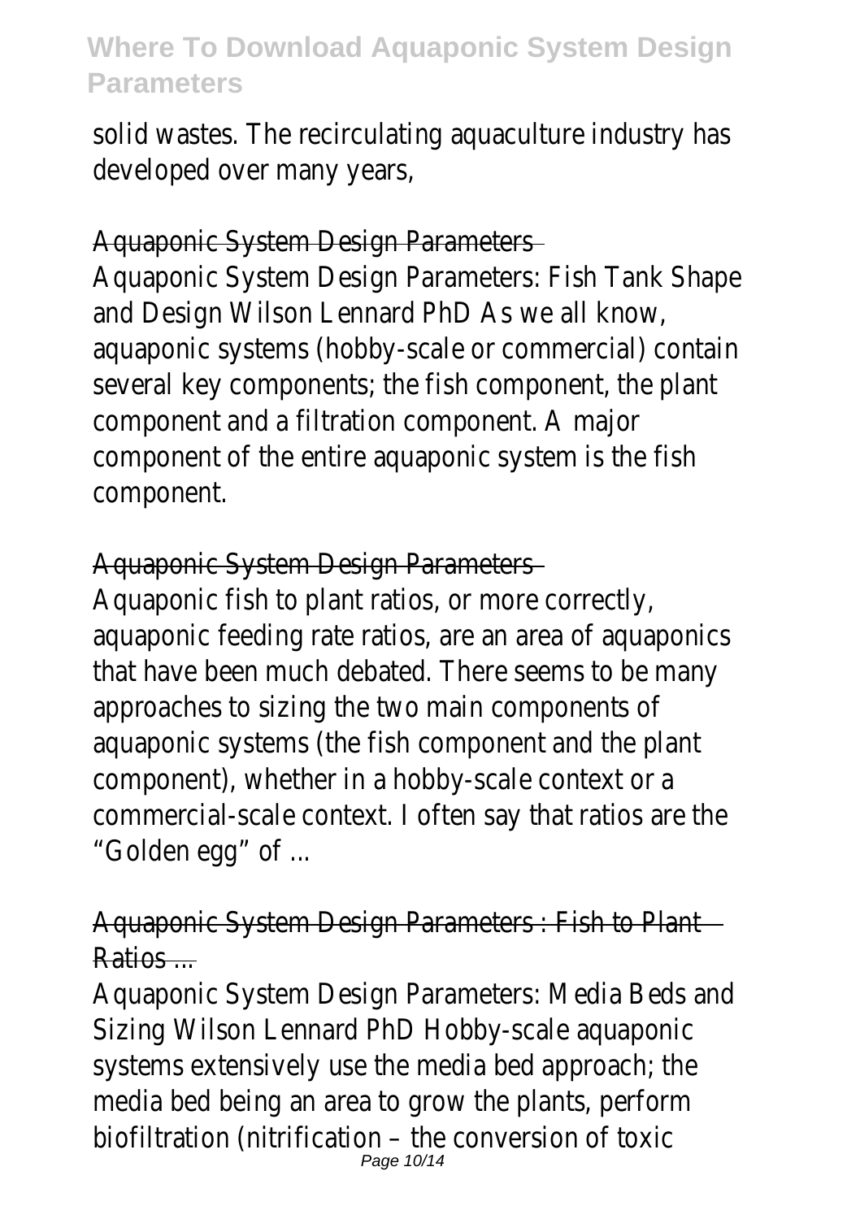solid wastes. The recirculating aquaculture industry has developed over many years,

## Aquaponic System Design Parameters

Aquaponic System Design Parameters: Fish Tank Shape and Design Wilson Lennard PhD As we all know, aquaponic systems (hobby-scale or commercial) contain several key components; the fish component, the plant component and a filtration component. A major component of the entire aquaponic system is the fish component.

## Aquaponic System Design Parameters

Aquaponic fish to plant ratios, or more correctly, aquaponic feeding rate ratios, are an area of aquaponics that have been much debated. There seems to be many approaches to sizing the two main components of aquaponic systems (the fish component and the plant component), whether in a hobby-scale context or a commercial-scale context. I often say that ratios are the "Golden egg" of ...

## Aquaponic System Design Parameters : Fish to Plant Ratios ...

Aquaponic System Design Parameters: Media Beds and Sizing Wilson Lennard PhD Hobby-scale aquaponic systems extensively use the media bed approach; the media bed being an area to grow the plants, perform biofiltration (nitrification – the conversion of toxic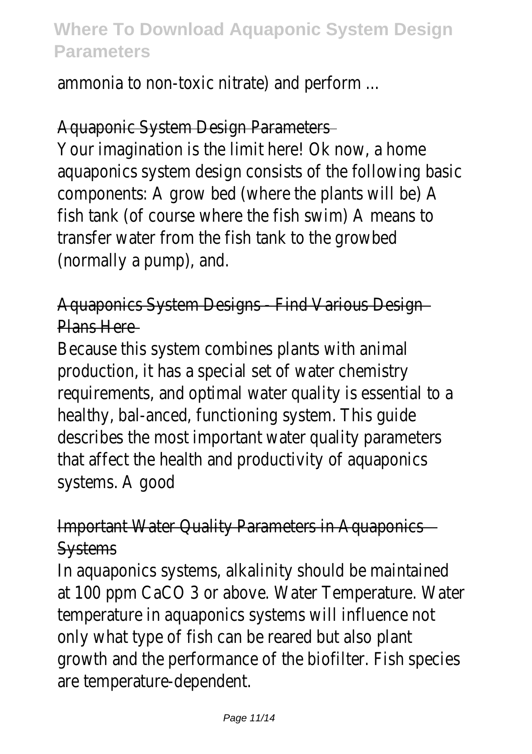ammonia to non-toxic nitrate) and perform ...

### Aquaponic System Design Parameters

Your imagination is the limit here! Ok now, a home aquaponics system design consists of the following basic components: A grow bed (where the plants will be) A fish tank (of course where the fish swim) A means to transfer water from the fish tank to the growbed (normally a pump), and.

### Aquaponics System Designs - Find Various Design Plans Here

Because this system combines plants with animal production, it has a special set of water chemistry requirements, and optimal water quality is essential to a healthy, bal-anced, functioning system. This guide describes the most important water quality parameters that affect the health and productivity of aquaponics systems. A good

### Important Water Quality Parameters in Aquaponics Systems

In aquaponics systems, alkalinity should be maintained at 100 ppm $CaCO_3$ or above. Water Temperature. Water temperature in aquaponics systems will influence not only what type of fish can be reared but also plant growth and the performance of the biofilter. Fish species are temperature-dependent.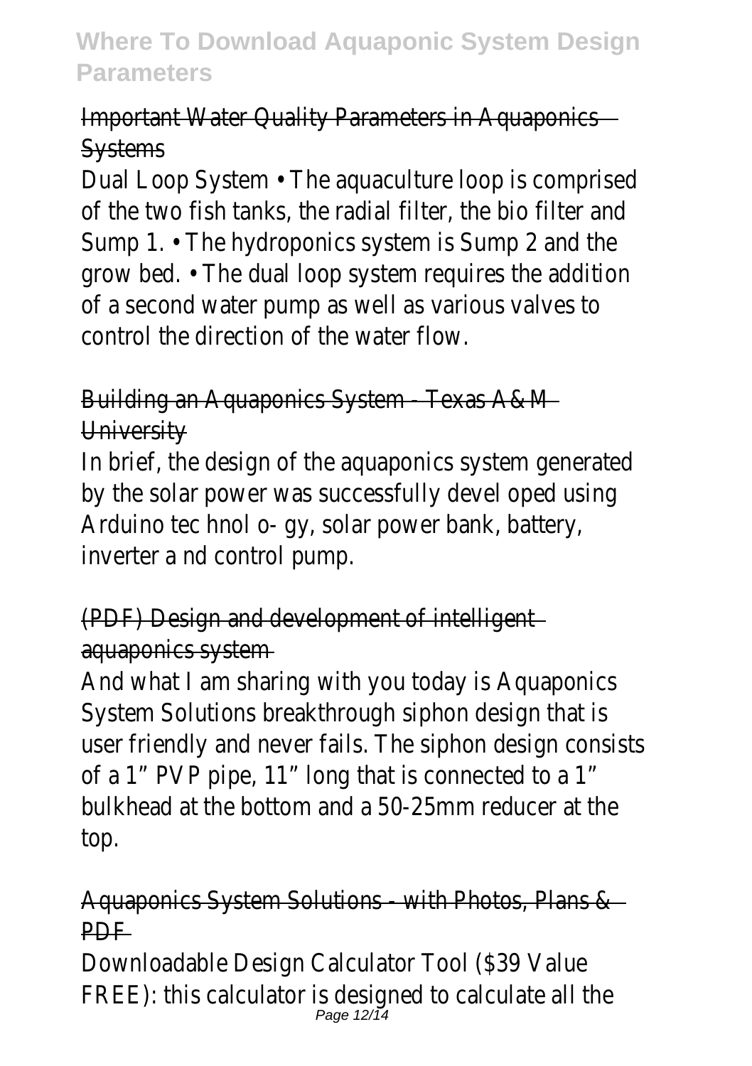Important Water Quality Parameters in Aquaponics Systems

Dual Loop System • The aquaculture loop is comprised of the two fish tanks, the radial filter, the bio filter and Sump 1. • The hydroponics system is Sump 2 and the grow bed. • The dual loop system requires the addition of a second water pump as well as various valves to control the direction of the water flow.

Building an Aquaponics System - Texas A&M University

In brief, the design of the aquaponics system generated by the solar power was successfully devel oped using Arduino tec hnol o- gy, solar power bank, battery, inverter a nd control pump.

(PDF) Design and development of intelligent aquaponics system

And what I am sharing with you today is Aquaponics System Solutions breakthrough siphon design that is user friendly and never fails. The siphon design consists of a 1" PVP pipe, 11" long that is connected to a 1" bulkhead at the bottom and a 50-25mm reducer at the top.

Aquaponics System Solutions - with Photos, Plans & PDF

Downloadable Design Calculator Tool ($39 Value FREE): this calculator is designed to calculate all the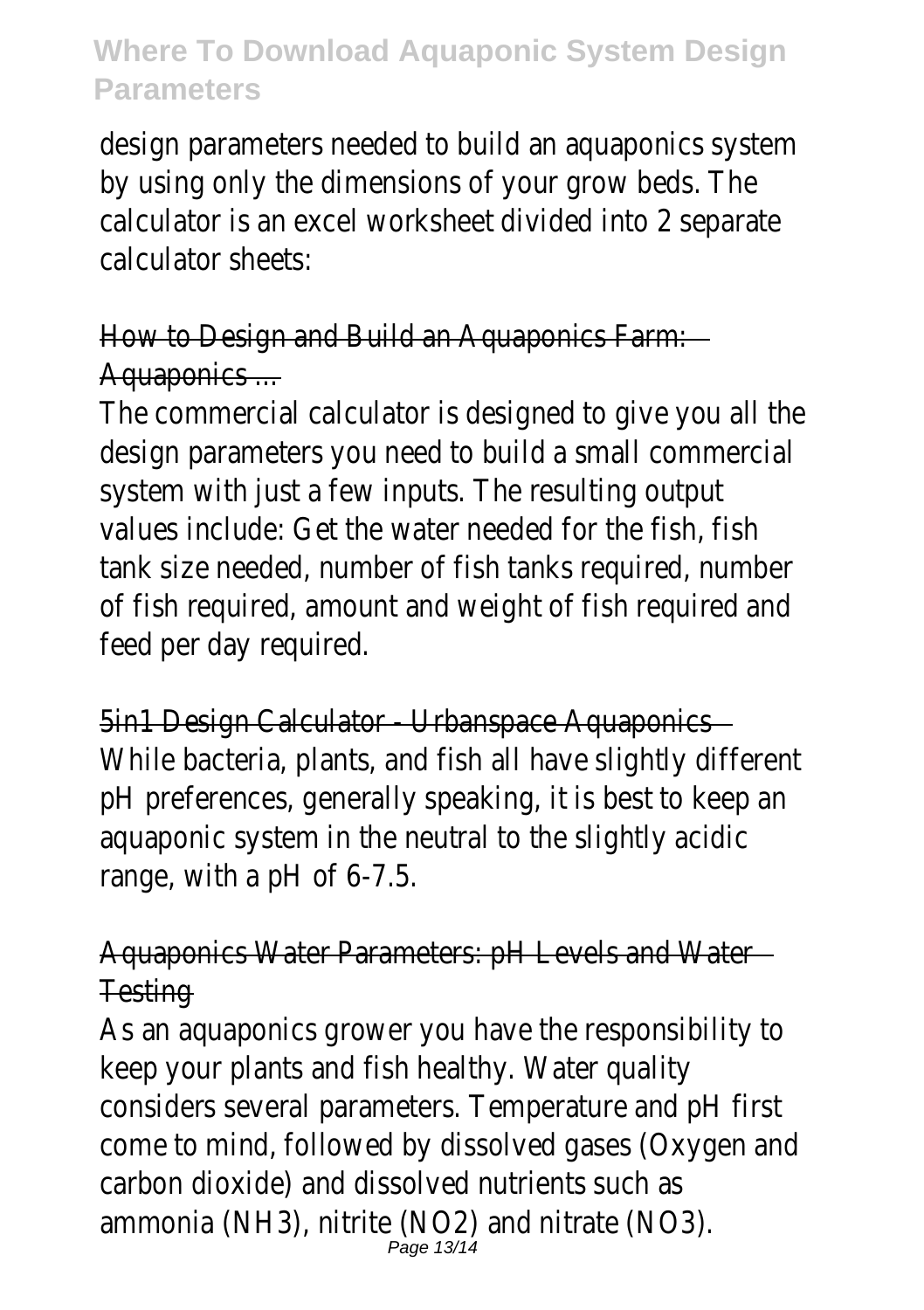design parameters needed to build an aquaponics system by using only the dimensions of your grow beds. The calculator is an excel worksheet divided into 2 separate calculator sheets:

How to Design and Build an Aquaponics Farm: Aquaponics ...

The commercial calculator is designed to give you all the design parameters you need to build a small commercial system with just a few inputs. The resulting output values include: Get the water needed for the fish, fish tank size needed, number of fish tanks required, number of fish required, amount and weight of fish required and feed per day required.

5in1 Design Calculator - Urbanspace Aquaponics

While bacteria, plants, and fish all have slightly different pH preferences, generally speaking, it is best to keep an aquaponic system in the neutral to the slightly acidic range, with a pH of 6-7.5.

Aquaponics Water Parameters: pH Levels and Water Testing

As an aquaponics grower you have the responsibility to keep your plants and fish healthy. Water quality considers several parameters. Temperature and pH first come to mind, followed by dissolved gases (Oxygen and carbon dioxide) and dissolved nutrients such as ammonia ($NH_3$), nitrite ($NO_2$) and nitrate ($NO_3$).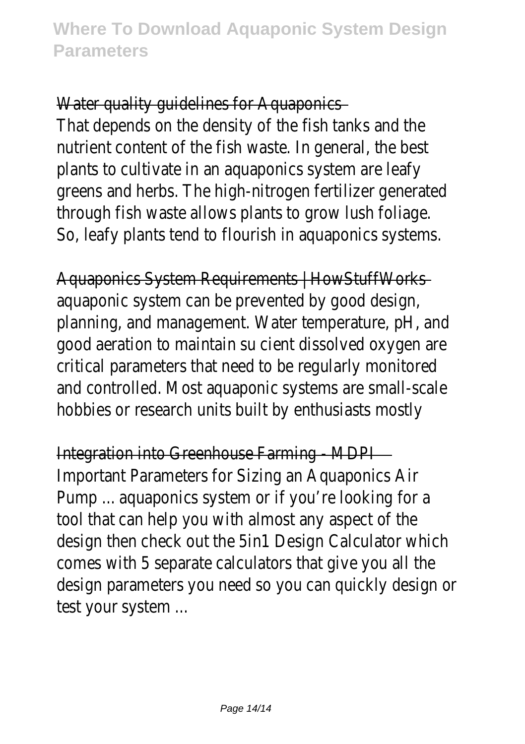Water quality guidelines for Aquaponics

That depends on the density of the fish tanks and the nutrient content of the fish waste. In general, the best plants to cultivate in an aquaponics system are leafy greens and herbs. The high-nitrogen fertilizer generated through fish waste allows plants to grow lush foliage. So, leafy plants tend to flourish in aquaponics systems.

Aquaponics System Requirements | HowStuffWorks

aquaponic system can be prevented by good design, planning, and management. Water temperature, pH, and good aeration to maintain su cient dissolved oxygen are critical parameters that need to be regularly monitored and controlled. Most aquaponic systems are small-scale hobbies or research units built by enthusiasts mostly

Integration into Greenhouse Farming - MDPI

Important Parameters for Sizing an Aquaponics Air Pump ... aquaponics system or if you're looking for a tool that can help you with almost any aspect of the design then check out the 5in1 Design Calculator which comes with 5 separate calculators that give you all the design parameters you need so you can quickly design or test your system ...